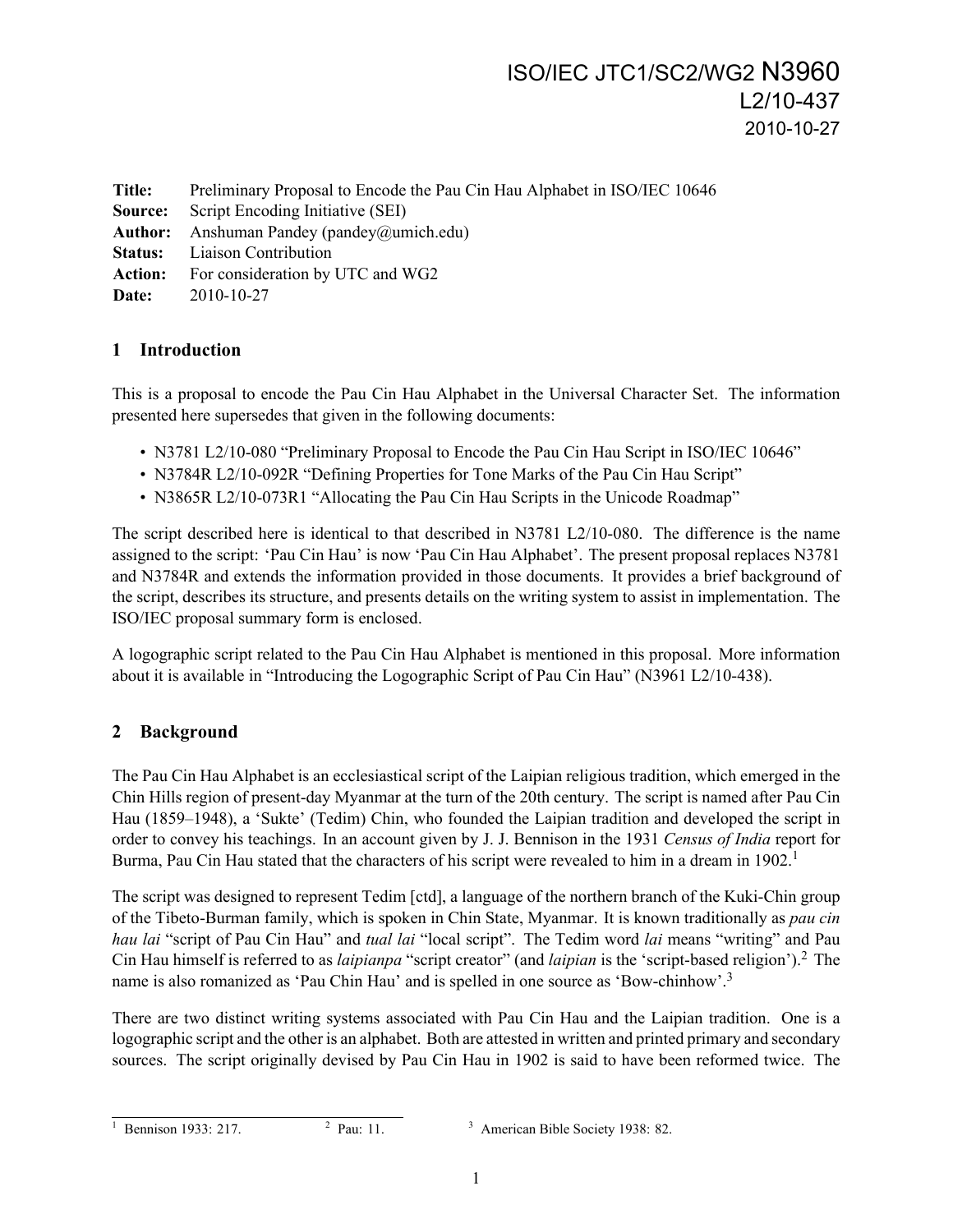ISO/IEC JTC1/SC2/WG2 N3960
L2/10-437
2010-10-27

**Title:** Preliminary Proposal to Encode the Pau Cin Hau Alphabet in ISO/IEC 10646
**Source:** Script Encoding Initiative (SEI)
**Author:** Anshuman Pandey (pandey@umich.edu)
**Status:** Liaison Contribution
**Action:** For consideration by UTC and WG2
**Date:** 2010-10-27

## 1 Introduction

This is a proposal to encode the Pau Cin Hau Alphabet in the Universal Character Set. The information presented here supersedes that given in the following documents:

- N3781 L2/10-080 "Preliminary Proposal to Encode the Pau Cin Hau Script in ISO/IEC 10646"
- N3784R L2/10-092R "Defining Properties for Tone Marks of the Pau Cin Hau Script"
- N3865R L2/10-073R1 "Allocating the Pau Cin Hau Scripts in the Unicode Roadmap"

The script described here is identical to that described in N3781 L2/10-080. The difference is the name assigned to the script: 'Pau Cin Hau' is now 'Pau Cin Hau Alphabet'. The present proposal replaces N3781 and N3784R and extends the information provided in those documents. It provides a brief background of the script, describes its structure, and presents details on the writing system to assist in implementation. The ISO/IEC proposal summary form is enclosed.

A logographic script related to the Pau Cin Hau Alphabet is mentioned in this proposal. More information about it is available in "Introducing the Logographic Script of Pau Cin Hau" (N3961 L2/10-438).

## 2 Background

The Pau Cin Hau Alphabet is an ecclesiastical script of the Laipian religious tradition, which emerged in the Chin Hills region of present-day Myanmar at the turn of the 20th century. The script is named after Pau Cin Hau (1859–1948), a 'Sukte' (Tedim) Chin, who founded the Laipian tradition and developed the script in order to convey his teachings. In an account given by J. J. Bennison in the 1931 *Census of India* report for Burma, Pau Cin Hau stated that the characters of his script were revealed to him in a dream in 1902.[1]

The script was designed to represent Tedim [ctd], a language of the northern branch of the Kuki-Chin group of the Tibeto-Burman family, which is spoken in Chin State, Myanmar. It is known traditionally as *pau cin hau lai* "script of Pau Cin Hau" and *tual lai* "local script". The Tedim word *lai* means "writing" and Pau Cin Hau himself is referred to as *laipianpa* "script creator" (and *laipian* is the 'script-based religion').[2] The name is also romanized as 'Pau Chin Hau' and is spelled in one source as 'Bow-chinhow'.[3]

There are two distinct writing systems associated with Pau Cin Hau and the Laipian tradition. One is a logographic script and the other is an alphabet. Both are attested in written and printed primary and secondary sources. The script originally devised by Pau Cin Hau in 1902 is said to have been reformed twice. The

---

[1] Bennison 1933: 217. [2] Pau: 11. [3] American Bible Society 1938: 82.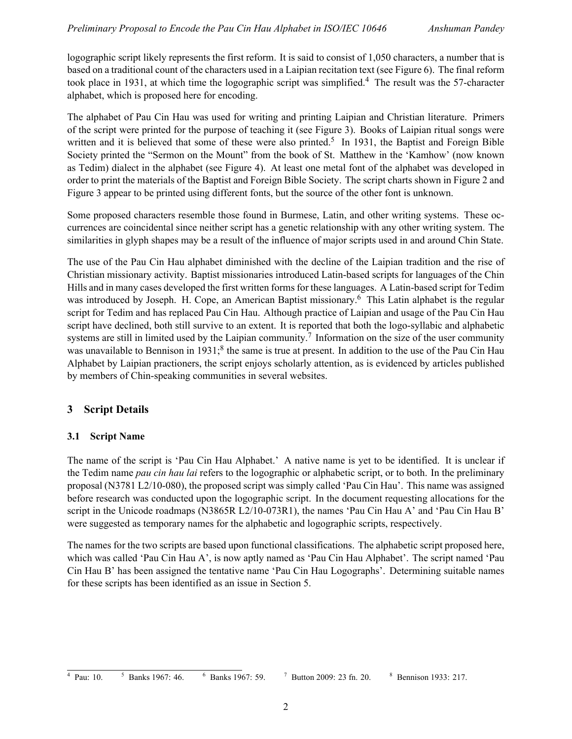logographic script likely represents the first reform. It is said to consist of 1,050 characters, a number that is based on a traditional count of the characters used in a Laipian recitation text (see Figure 6). The final reform took place in 1931, at which time the logographic script was simplified.[4] The result was the 57-character alphabet, which is proposed here for encoding.

The alphabet of Pau Cin Hau was used for writing and printing Laipian and Christian literature. Primers of the script were printed for the purpose of teaching it (see Figure 3). Books of Laipian ritual songs were written and it is believed that some of these were also printed.[5] In 1931, the Baptist and Foreign Bible Society printed the "Sermon on the Mount" from the book of St. Matthew in the 'Kamhow' (now known as Tedim) dialect in the alphabet (see Figure 4). At least one metal font of the alphabet was developed in order to print the materials of the Baptist and Foreign Bible Society. The script charts shown in Figure 2 and Figure 3 appear to be printed using different fonts, but the source of the other font is unknown.

Some proposed characters resemble those found in Burmese, Latin, and other writing systems. These occurrences are coincidental since neither script has a genetic relationship with any other writing system. The similarities in glyph shapes may be a result of the influence of major scripts used in and around Chin State.

The use of the Pau Cin Hau alphabet diminished with the decline of the Laipian tradition and the rise of Christian missionary activity. Baptist missionaries introduced Latin-based scripts for languages of the Chin Hills and in many cases developed the first written forms for these languages. A Latin-based script for Tedim was introduced by Joseph. H. Cope, an American Baptist missionary.[6] This Latin alphabet is the regular script for Tedim and has replaced Pau Cin Hau. Although practice of Laipian and usage of the Pau Cin Hau script have declined, both still survive to an extent. It is reported that both the logo-syllabic and alphabetic systems are still in limited used by the Laipian community.[7] Information on the size of the user community was unavailable to Bennison in 1931;[8] the same is true at present. In addition to the use of the Pau Cin Hau Alphabet by Laipian practioners, the script enjoys scholarly attention, as is evidenced by articles published by members of Chin-speaking communities in several websites.

## 3 Script Details

### 3.1 Script Name

The name of the script is 'Pau Cin Hau Alphabet.' A native name is yet to be identified. It is unclear if the Tedim name *pau cin hau lai* refers to the logographic or alphabetic script, or to both. In the preliminary proposal (N3781 L2/10-080), the proposed script was simply called 'Pau Cin Hau'. This name was assigned before research was conducted upon the logographic script. In the document requesting allocations for the script in the Unicode roadmaps (N3865R L2/10-073R1), the names 'Pau Cin Hau A' and 'Pau Cin Hau B' were suggested as temporary names for the alphabetic and logographic scripts, respectively.

The names for the two scripts are based upon functional classifications. The alphabetic script proposed here, which was called 'Pau Cin Hau A', is now aptly named as 'Pau Cin Hau Alphabet'. The script named 'Pau Cin Hau B' has been assigned the tentative name 'Pau Cin Hau Logographs'. Determining suitable names for these scripts has been identified as an issue in Section 5.

---

[4] Pau: 10. [5] Banks 1967: 46. [6] Banks 1967: 59. [7] Button 2009: 23 fn. 20. [8] Bennison 1933: 217.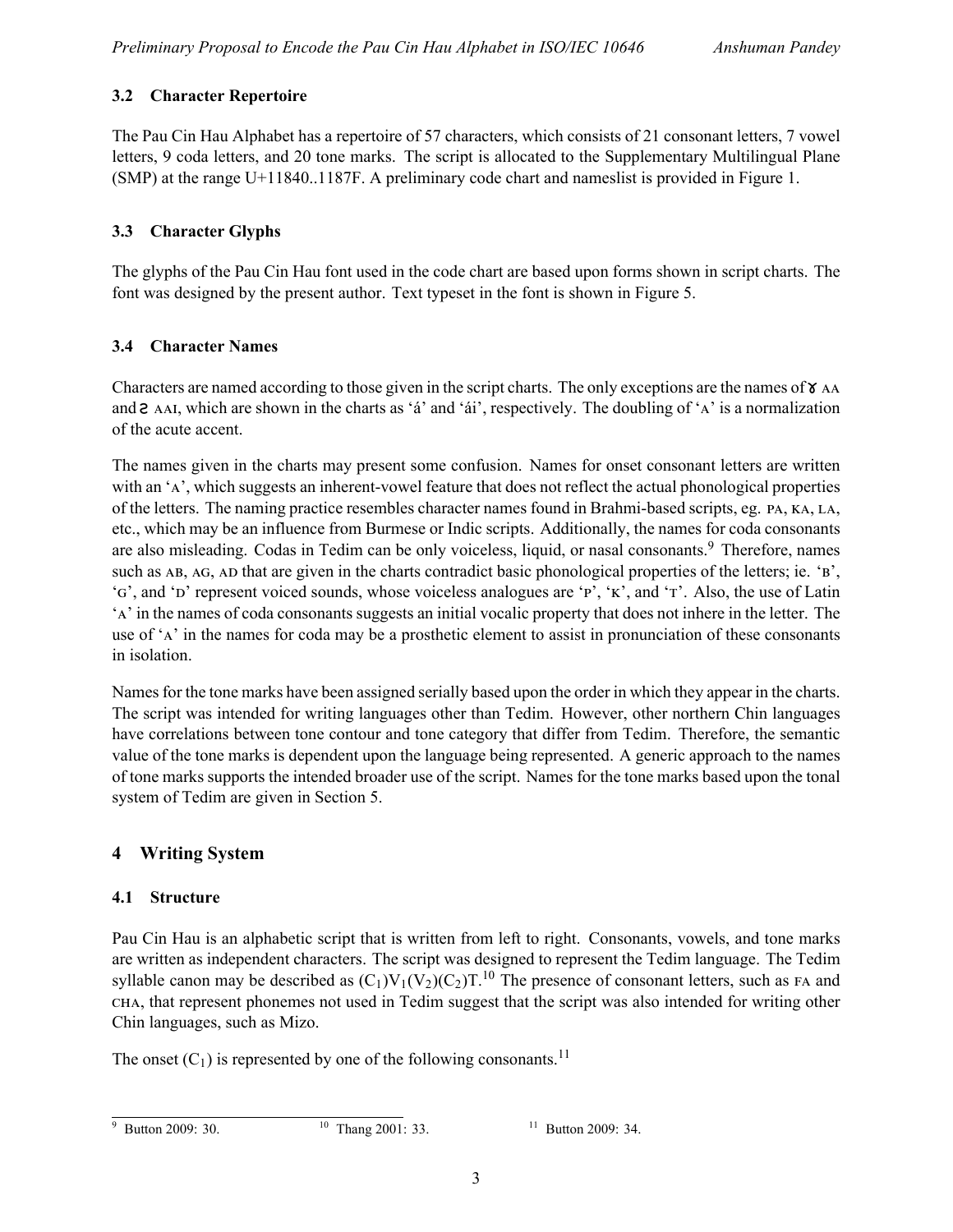### 3.2 Character Repertoire

The Pau Cin Hau Alphabet has a repertoire of 57 characters, which consists of 21 consonant letters, 7 vowel letters, 9 coda letters, and 20 tone marks. The script is allocated to the Supplementary Multilingual Plane (SMP) at the range U+11840..1187F. A preliminary code chart and nameslist is provided in Figure 1.

### 3.3 Character Glyphs

The glyphs of the Pau Cin Hau font used in the code chart are based upon forms shown in script charts. The font was designed by the present author. Text typeset in the font is shown in Figure 5.

### 3.4 Character Names

Characters are named according to those given in the script charts. The only exceptions are the names of ɤ AA and ƨ AAI, which are shown in the charts as 'á' and 'ái', respectively. The doubling of 'A' is a normalization of the acute accent.

The names given in the charts may present some confusion. Names for onset consonant letters are written with an 'A', which suggests an inherent-vowel feature that does not reflect the actual phonological properties of the letters. The naming practice resembles character names found in Brahmi-based scripts, eg. PA, KA, LA, etc., which may be an influence from Burmese or Indic scripts. Additionally, the names for coda consonants are also misleading. Codas in Tedim can be only voiceless, liquid, or nasal consonants.[9] Therefore, names such as AB, AG, AD that are given in the charts contradict basic phonological properties of the letters; ie. 'B', 'G', and 'D' represent voiced sounds, whose voiceless analogues are 'P', 'K', and 'T'. Also, the use of Latin 'A' in the names of coda consonants suggests an initial vocalic property that does not inhere in the letter. The use of 'A' in the names for coda may be a prosthetic element to assist in pronunciation of these consonants in isolation.

Names for the tone marks have been assigned serially based upon the order in which they appear in the charts. The script was intended for writing languages other than Tedim. However, other northern Chin languages have correlations between tone contour and tone category that differ from Tedim. Therefore, the semantic value of the tone marks is dependent upon the language being represented. A generic approach to the names of tone marks supports the intended broader use of the script. Names for the tone marks based upon the tonal system of Tedim are given in Section 5.

## 4 Writing System

### 4.1 Structure

Pau Cin Hau is an alphabetic script that is written from left to right. Consonants, vowels, and tone marks are written as independent characters. The script was designed to represent the Tedim language. The Tedim syllable canon may be described as $(C_1)V_1(V_2)(C_2)T$.[10] The presence of consonant letters, such as FA and CHA, that represent phonemes not used in Tedim suggest that the script was also intended for writing other Chin languages, such as Mizo.

The onset ($C_1$) is represented by one of the following consonants.[11]

---

[9] Button 2009: 30.

[10] Thang 2001: 33.

[11] Button 2009: 34.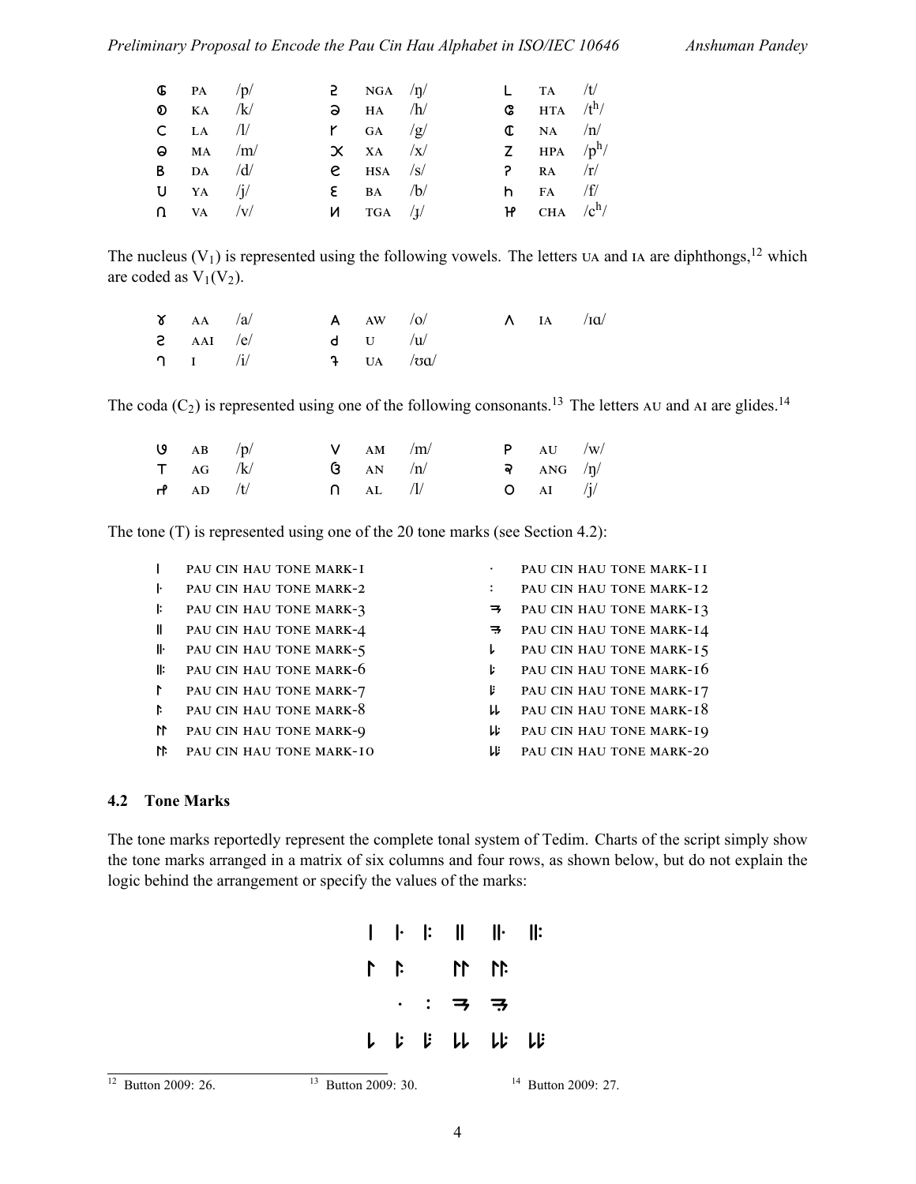| | | | | | | | | |
|---|---|---|---|---|---|---|---|---|
| ꮆ | PA | /p/ | ꝛ | NGA | /ŋ/ | L | TA | /t/ |
| ⴱ | KA | /k/ | ə | HA | /h/ | ɞ | HTA | /tʰ/ |
| C | LA | /l/ | ɼ | GA | /g/ | ₵ | NA | /n/ |
| ɵ | MA | /m/ | ꭓ | XA | /x/ | Z | HPA | /pʰ/ |
| B | DA | /d/ | e | HSA | /s/ | ʔ | RA | /r/ |
| U | YA | /j/ | ɛ | BA | /b/ | h | FA | /f/ |
| ∩ | VA | /v/ | И | TGA | /ɟ/ | ɥ | CHA | /cʰ/ |

The nucleus ($V_1$) is represented using the following vowels. The letters UA and IA are diphthongs,[12] which are coded as $V_1(V_2)$.

| | | | | | | | | |
|---|---|---|---|---|---|---|---|---|
| ɤ | AA | /a/ | A | AW | /o/ | Λ | IA | /ɪɑ/ |
| ꝛ | AAI | /e/ | d | U | /u/ | | | |
| ɿ | I | /i/ | ɟ | UA | /ʊɑ/ | | | |

The coda ($C_2$) is represented using one of the following consonants.[13] The letters AU and AI are glides.[14]

| | | | | | | | | |
|---|---|---|---|---|---|---|---|---|
| ɞ | AB | /p/ | V | AM | /m/ | P | AU | /w/ |
| T | AG | /k/ | ɞ | AN | /n/ | ʡ | ANG | /ŋ/ |
| ɼ | AD | /t/ | ∩ | AL | /l/ | O | AI | /j/ |

The tone (T) is represented using one of the 20 tone marks (see Section 4.2):

| | | | |
|---|---|---|---|
| I | PAU CIN HAU TONE MARK-1 | · | PAU CIN HAU TONE MARK-11 |
| I· | PAU CIN HAU TONE MARK-2 | : | PAU CIN HAU TONE MARK-12 |
| I: | PAU CIN HAU TONE MARK-3 | ⥱ | PAU CIN HAU TONE MARK-13 |
| II | PAU CIN HAU TONE MARK-4 | ⥱ | PAU CIN HAU TONE MARK-14 |
| II· | PAU CIN HAU TONE MARK-5 | L | PAU CIN HAU TONE MARK-15 |
| II: | PAU CIN HAU TONE MARK-6 | L· | PAU CIN HAU TONE MARK-16 |
| ᒥ | PAU CIN HAU TONE MARK-7 | L: | PAU CIN HAU TONE MARK-17 |
| ᒥ· | PAU CIN HAU TONE MARK-8 | LL | PAU CIN HAU TONE MARK-18 |
| ᒥᒥ | PAU CIN HAU TONE MARK-9 | LL· | PAU CIN HAU TONE MARK-19 |
| ᒥᒥ· | PAU CIN HAU TONE MARK-10 | LL: | PAU CIN HAU TONE MARK-20 |

### 4.2 Tone Marks

The tone marks reportedly represent the complete tonal system of Tedim. Charts of the script simply show the tone marks arranged in a matrix of six columns and four rows, as shown below, but do not explain the logic behind the arrangement or specify the values of the marks:

| | | | | | |
|---|---|---|---|---|---|
| I | I· | I: | II | II· | II: |
| ᒥ | ᒥ· | | ᒥᒥ | ᒥᒥ· | |
| | · | : | ⥱ | ⥱ | |
| L | L· | L: | LL | LL· | LL: |

[12] Button 2009: 26. [13] Button 2009: 30. [14] Button 2009: 27.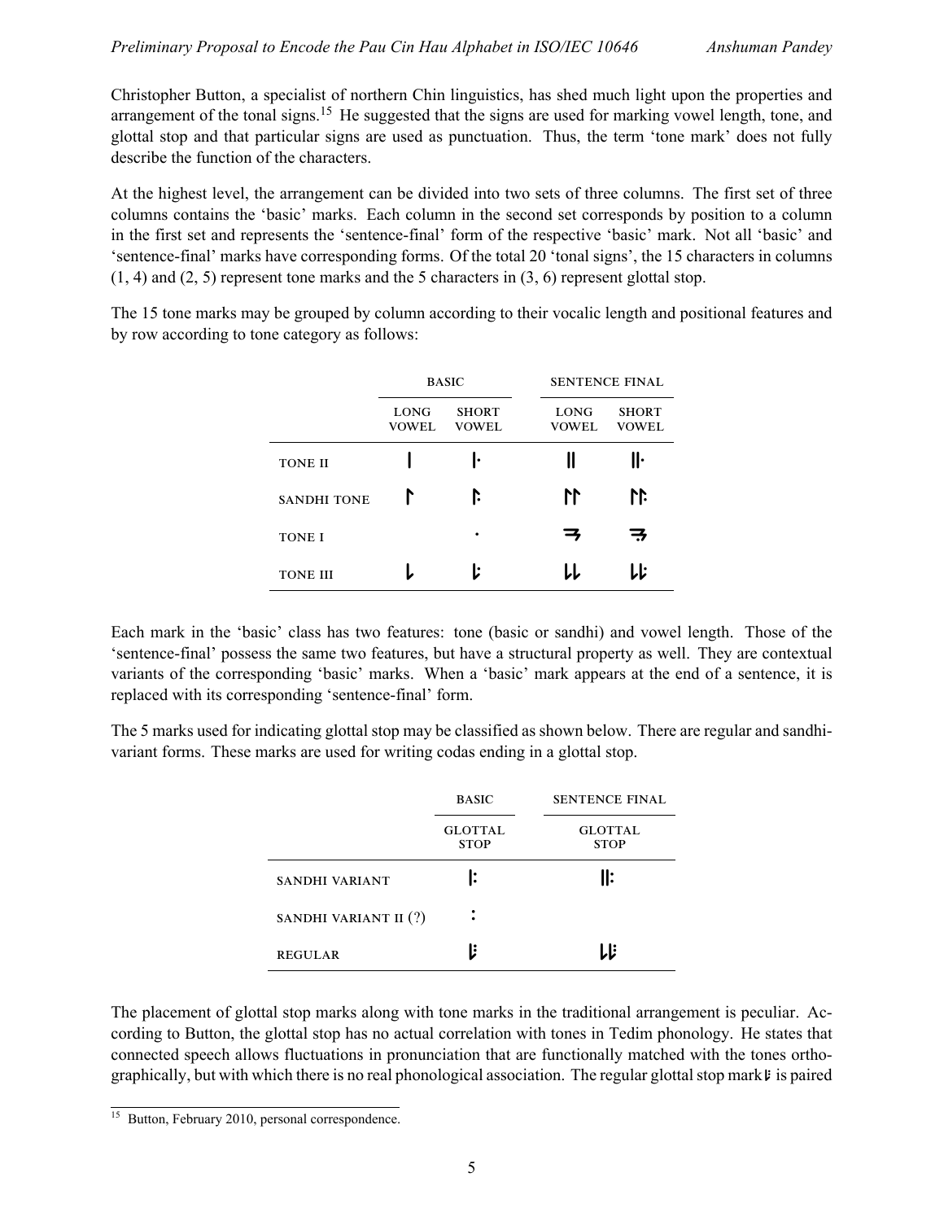Christopher Button, a specialist of northern Chin linguistics, has shed much light upon the properties and arrangement of the tonal signs.[15] He suggested that the signs are used for marking vowel length, tone, and glottal stop and that particular signs are used as punctuation. Thus, the term 'tone mark' does not fully describe the function of the characters.

At the highest level, the arrangement can be divided into two sets of three columns. The first set of three columns contains the 'basic' marks. Each column in the second set corresponds by position to a column in the first set and represents the 'sentence-final' form of the respective 'basic' mark. Not all 'basic' and 'sentence-final' marks have corresponding forms. Of the total 20 'tonal signs', the 15 characters in columns (1, 4) and (2, 5) represent tone marks and the 5 characters in (3, 6) represent glottal stop.

The 15 tone marks may be grouped by column according to their vocalic length and positional features and by row according to tone category as follows:

| | BASIC | | SENTENCE FINAL | |
|---|---|---|---|---|
| | LONG VOWEL | SHORT VOWEL | LONG VOWEL | SHORT VOWEL |
| TONE II | ǀ | ǀ· | ǁ | ǁ· |
| SANDHI TONE | ↾ | ↾: | ↾↾ | ↾↾: |
| TONE I | | · | ⥱ | ⥱· |
| TONE III | ʟ | ʟ: | ʟʟ | ʟʟ: |

Each mark in the 'basic' class has two features: tone (basic or sandhi) and vowel length. Those of the 'sentence-final' possess the same two features, but have a structural property as well. They are contextual variants of the corresponding 'basic' marks. When a 'basic' mark appears at the end of a sentence, it is replaced with its corresponding 'sentence-final' form.

The 5 marks used for indicating glottal stop may be classified as shown below. There are regular and sandhi-variant forms. These marks are used for writing codas ending in a glottal stop.

| | BASIC | SENTENCE FINAL |
|---|---|---|
| | GLOTTAL STOP | GLOTTAL STOP |
| SANDHI VARIANT | ǀ: | ǁ: |
| SANDHI VARIANT II (?) | : | |
| REGULAR | ʟ⁝ | ʟʟ⁝ |

The placement of glottal stop marks along with tone marks in the traditional arrangement is peculiar. According to Button, the glottal stop has no actual correlation with tones in Tedim phonology. He states that connected speech allows fluctuations in pronunciation that are functionally matched with the tones orthographically, but with which there is no real phonological association. The regular glottal stop mark ʟ⁝ is paired

---

[15] Button, February 2010, personal correspondence.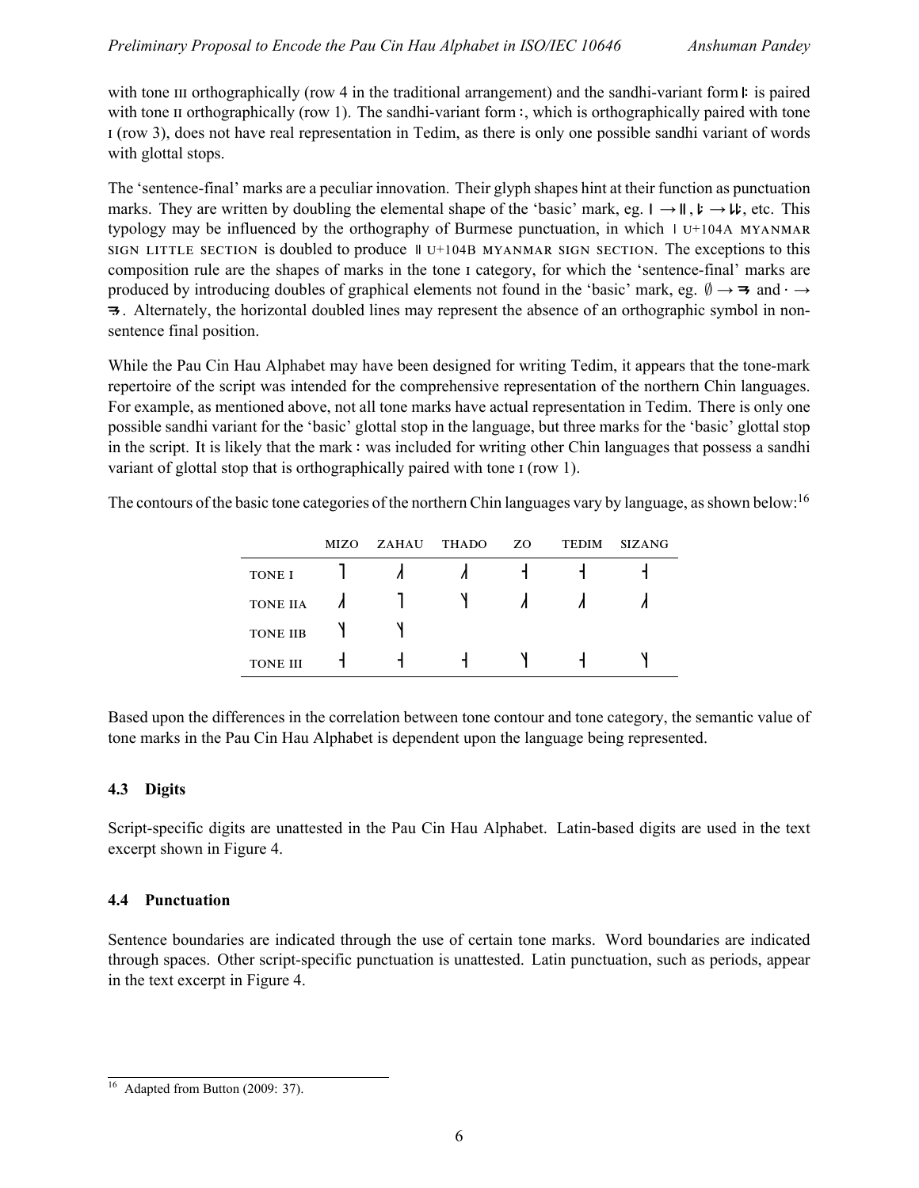with tone III orthographically (row 4 in the traditional arrangement) and the sandhi-variant form ꞁ꞉ is paired with tone II orthographically (row 1). The sandhi-variant form ꞉, which is orthographically paired with tone I (row 3), does not have real representation in Tedim, as there is only one possible sandhi variant of words with glottal stops.

The 'sentence-final' marks are a peculiar innovation. Their glyph shapes hint at their function as punctuation marks. They are written by doubling the elemental shape of the 'basic' mark, eg. ꞁ → ‖, ꞁ꞉ → ꞁꞁ꞉, etc. This typology may be influenced by the orthography of Burmese punctuation, in which ၊ U+104A MYANMAR SIGN LITTLE SECTION is doubled to produce ။ U+104B MYANMAR SIGN SECTION. The exceptions to this composition rule are the shapes of marks in the tone I category, for which the 'sentence-final' marks are produced by introducing doubles of graphical elements not found in the 'basic' mark, eg. ∅ → ⥱ and · → ⥱. Alternately, the horizontal doubled lines may represent the absence of an orthographic symbol in non-sentence final position.

While the Pau Cin Hau Alphabet may have been designed for writing Tedim, it appears that the tone-mark repertoire of the script was intended for the comprehensive representation of the northern Chin languages. For example, as mentioned above, not all tone marks have actual representation in Tedim. There is only one possible sandhi variant for the 'basic' glottal stop in the language, but three marks for the 'basic' glottal stop in the script. It is likely that the mark ꞉ was included for writing other Chin languages that possess a sandhi variant of glottal stop that is orthographically paired with tone I (row 1).

The contours of the basic tone categories of the northern Chin languages vary by language, as shown below:[16]

| | MIZO | ZAHAU | THADO | ZO | TEDIM | SIZANG |
|---|---|---|---|---|---|---|
| TONE I | ˥˩ | ˩˥˩ | ˩˥˩ | ˧ | ˧ | ˧ |
| TONE IIA | ˩˥˩ | ˥˩ | ˥˧ | ˩˥˩ | ˩˥˩ | ˩˥˩ |
| TONE IIB | ˥˧ | ˥˧ | | | | |
| TONE III | ˧ | ˧ | ˧ | ˥˧ | ˧ | ˥˧ |

Based upon the differences in the correlation between tone contour and tone category, the semantic value of tone marks in the Pau Cin Hau Alphabet is dependent upon the language being represented.

### 4.3 Digits

Script-specific digits are unattested in the Pau Cin Hau Alphabet. Latin-based digits are used in the text excerpt shown in Figure 4.

### 4.4 Punctuation

Sentence boundaries are indicated through the use of certain tone marks. Word boundaries are indicated through spaces. Other script-specific punctuation is unattested. Latin punctuation, such as periods, appear in the text excerpt in Figure 4.

[16] Adapted from Button (2009: 37).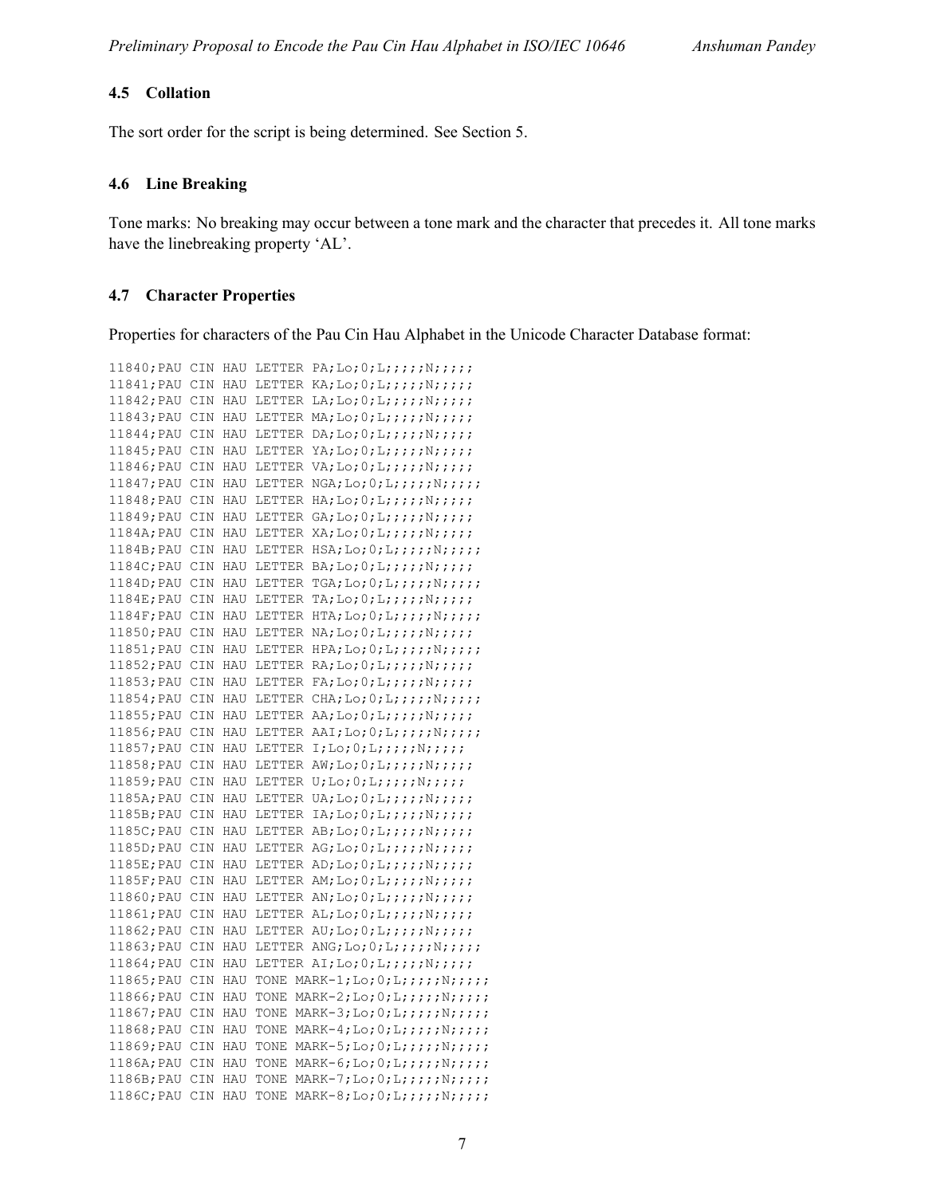### 4.5 Collation

The sort order for the script is being determined. See Section 5.

### 4.6 Line Breaking

Tone marks: No breaking may occur between a tone mark and the character that precedes it. All tone marks have the linebreaking property ‘AL’.

### 4.7 Character Properties

Properties for characters of the Pau Cin Hau Alphabet in the Unicode Character Database format:

```
11840;PAU CIN HAU LETTER PA;Lo;0;L;;;;;N;;;;;
11841;PAU CIN HAU LETTER KA;Lo;0;L;;;;;N;;;;;
11842;PAU CIN HAU LETTER LA;Lo;0;L;;;;;N;;;;;
11843;PAU CIN HAU LETTER MA;Lo;0;L;;;;;N;;;;;
11844;PAU CIN HAU LETTER DA;Lo;0;L;;;;;N;;;;;
11845;PAU CIN HAU LETTER YA;Lo;0;L;;;;;N;;;;;
11846;PAU CIN HAU LETTER VA;Lo;0;L;;;;;N;;;;;
11847;PAU CIN HAU LETTER NGA;Lo;0;L;;;;;N;;;;;
11848;PAU CIN HAU LETTER HA;Lo;0;L;;;;;N;;;;;
11849;PAU CIN HAU LETTER GA;Lo;0;L;;;;;N;;;;;
1184A;PAU CIN HAU LETTER XA;Lo;0;L;;;;;N;;;;;
1184B;PAU CIN HAU LETTER HSA;Lo;0;L;;;;;N;;;;;
1184C;PAU CIN HAU LETTER BA;Lo;0;L;;;;;N;;;;;
1184D;PAU CIN HAU LETTER TGA;Lo;0;L;;;;;N;;;;;
1184E;PAU CIN HAU LETTER TA;Lo;0;L;;;;;N;;;;;
1184F;PAU CIN HAU LETTER HTA;Lo;0;L;;;;;N;;;;;
11850;PAU CIN HAU LETTER NA;Lo;0;L;;;;;N;;;;;
11851;PAU CIN HAU LETTER HPA;Lo;0;L;;;;;N;;;;;
11852;PAU CIN HAU LETTER RA;Lo;0;L;;;;;N;;;;;
11853;PAU CIN HAU LETTER FA;Lo;0;L;;;;;N;;;;;
11854;PAU CIN HAU LETTER CHA;Lo;0;L;;;;;N;;;;;
11855;PAU CIN HAU LETTER AA;Lo;0;L;;;;;N;;;;;
11856;PAU CIN HAU LETTER AAI;Lo;0;L;;;;;N;;;;;
11857;PAU CIN HAU LETTER I;Lo;0;L;;;;;N;;;;;
11858;PAU CIN HAU LETTER AW;Lo;0;L;;;;;N;;;;;
11859;PAU CIN HAU LETTER U;Lo;0;L;;;;;N;;;;;
1185A;PAU CIN HAU LETTER UA;Lo;0;L;;;;;N;;;;;
1185B;PAU CIN HAU LETTER IA;Lo;0;L;;;;;N;;;;;
1185C;PAU CIN HAU LETTER AB;Lo;0;L;;;;;N;;;;;
1185D;PAU CIN HAU LETTER AG;Lo;0;L;;;;;N;;;;;
1185E;PAU CIN HAU LETTER AD;Lo;0;L;;;;;N;;;;;
1185F;PAU CIN HAU LETTER AM;Lo;0;L;;;;;N;;;;;
11860;PAU CIN HAU LETTER AN;Lo;0;L;;;;;N;;;;;
11861;PAU CIN HAU LETTER AL;Lo;0;L;;;;;N;;;;;
11862;PAU CIN HAU LETTER AU;Lo;0;L;;;;;N;;;;;
11863;PAU CIN HAU LETTER ANG;Lo;0;L;;;;;N;;;;;
11864;PAU CIN HAU LETTER AI;Lo;0;L;;;;;N;;;;;
11865;PAU CIN HAU TONE MARK-1;Lo;0;L;;;;;N;;;;;
11866;PAU CIN HAU TONE MARK-2;Lo;0;L;;;;;N;;;;;
11867;PAU CIN HAU TONE MARK-3;Lo;0;L;;;;;N;;;;;
11868;PAU CIN HAU TONE MARK-4;Lo;0;L;;;;;N;;;;;
11869;PAU CIN HAU TONE MARK-5;Lo;0;L;;;;;N;;;;;
1186A;PAU CIN HAU TONE MARK-6;Lo;0;L;;;;;N;;;;;
1186B;PAU CIN HAU TONE MARK-7;Lo;0;L;;;;;N;;;;;
1186C;PAU CIN HAU TONE MARK-8;Lo;0;L;;;;;N;;;;;
```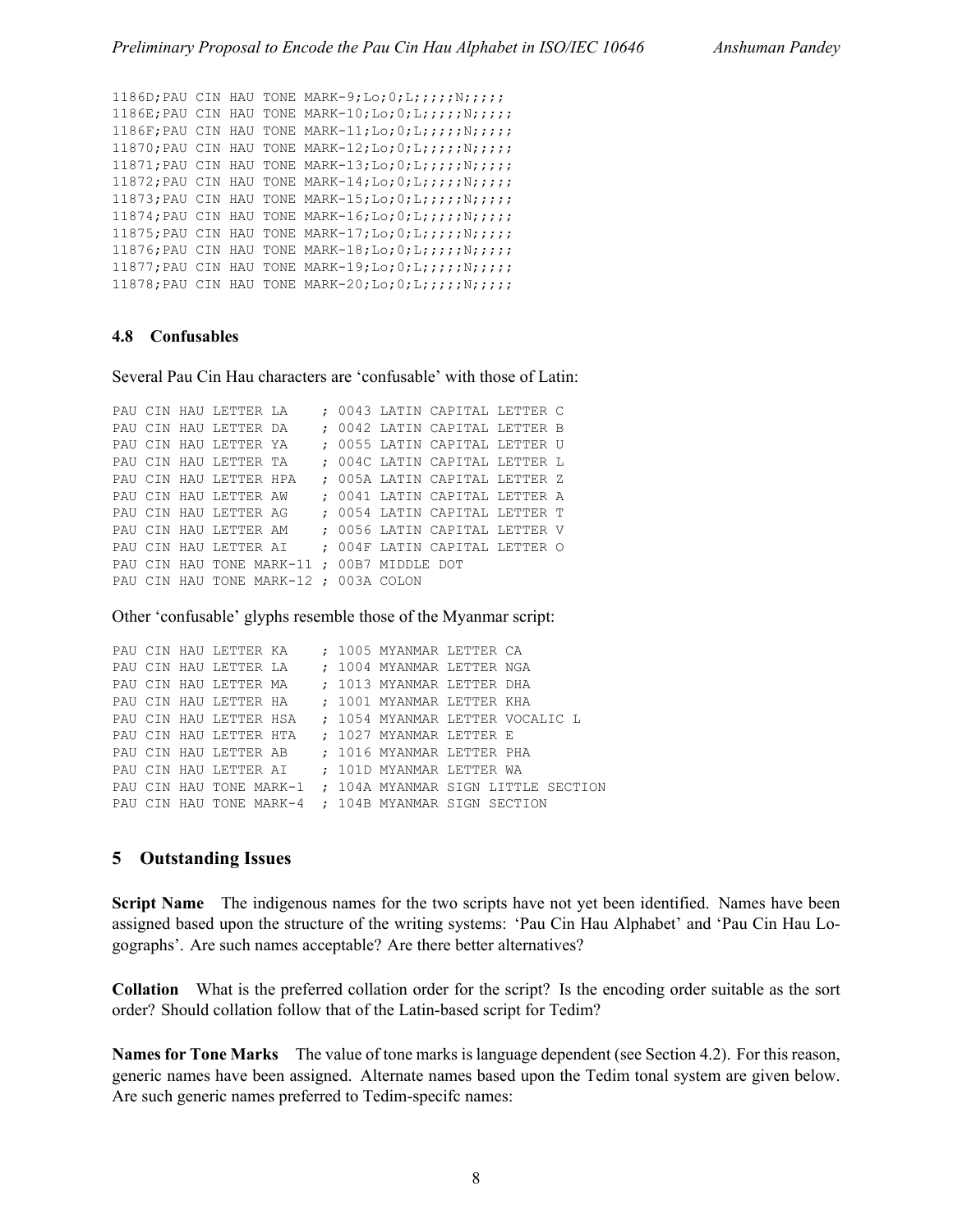```
1186D;PAU CIN HAU TONE MARK-9;Lo;0;L;;;;;N;;;;;
1186E;PAU CIN HAU TONE MARK-10;Lo;0;L;;;;;N;;;;;
1186F;PAU CIN HAU TONE MARK-11;Lo;0;L;;;;;N;;;;;
11870;PAU CIN HAU TONE MARK-12;Lo;0;L;;;;;N;;;;;
11871;PAU CIN HAU TONE MARK-13;Lo;0;L;;;;;N;;;;;
11872;PAU CIN HAU TONE MARK-14;Lo;0;L;;;;;N;;;;;
11873;PAU CIN HAU TONE MARK-15;Lo;0;L;;;;;N;;;;;
11874;PAU CIN HAU TONE MARK-16;Lo;0;L;;;;;N;;;;;
11875;PAU CIN HAU TONE MARK-17;Lo;0;L;;;;;N;;;;;
11876;PAU CIN HAU TONE MARK-18;Lo;0;L;;;;;N;;;;;
11877;PAU CIN HAU TONE MARK-19;Lo;0;L;;;;;N;;;;;
11878;PAU CIN HAU TONE MARK-20;Lo;0;L;;;;;N;;;;;
```

### 4.8 Confusables

Several Pau Cin Hau characters are 'confusable' with those of Latin:

```
PAU CIN HAU LETTER LA    ; 0043 LATIN CAPITAL LETTER C
PAU CIN HAU LETTER DA    ; 0042 LATIN CAPITAL LETTER B
PAU CIN HAU LETTER YA    ; 0055 LATIN CAPITAL LETTER U
PAU CIN HAU LETTER TA    ; 004C LATIN CAPITAL LETTER L
PAU CIN HAU LETTER HPA   ; 005A LATIN CAPITAL LETTER Z
PAU CIN HAU LETTER AW    ; 0041 LATIN CAPITAL LETTER A
PAU CIN HAU LETTER AG    ; 0054 LATIN CAPITAL LETTER T
PAU CIN HAU LETTER AM    ; 0056 LATIN CAPITAL LETTER V
PAU CIN HAU LETTER AI    ; 004F LATIN CAPITAL LETTER O
PAU CIN HAU TONE MARK-11 ; 00B7 MIDDLE DOT
PAU CIN HAU TONE MARK-12 ; 003A COLON
```

Other 'confusable' glyphs resemble those of the Myanmar script:

```
PAU CIN HAU LETTER KA    ; 1005 MYANMAR LETTER CA
PAU CIN HAU LETTER LA    ; 1004 MYANMAR LETTER NGA
PAU CIN HAU LETTER MA    ; 1013 MYANMAR LETTER DHA
PAU CIN HAU LETTER HA    ; 1001 MYANMAR LETTER KHA
PAU CIN HAU LETTER HSA   ; 1054 MYANMAR LETTER VOCALIC L
PAU CIN HAU LETTER HTA   ; 1027 MYANMAR LETTER E
PAU CIN HAU LETTER AB    ; 1016 MYANMAR LETTER PHA
PAU CIN HAU LETTER AI    ; 101D MYANMAR LETTER WA
PAU CIN HAU TONE MARK-1  ; 104A MYANMAR SIGN LITTLE SECTION
PAU CIN HAU TONE MARK-4  ; 104B MYANMAR SIGN SECTION
```

## 5 Outstanding Issues

**Script Name** The indigenous names for the two scripts have not yet been identified. Names have been assigned based upon the structure of the writing systems: 'Pau Cin Hau Alphabet' and 'Pau Cin Hau Logographs'. Are such names acceptable? Are there better alternatives?

**Collation** What is the preferred collation order for the script? Is the encoding order suitable as the sort order? Should collation follow that of the Latin-based script for Tedim?

**Names for Tone Marks** The value of tone marks is language dependent (see Section 4.2). For this reason, generic names have been assigned. Alternate names based upon the Tedim tonal system are given below. Are such generic names preferred to Tedim-specifc names: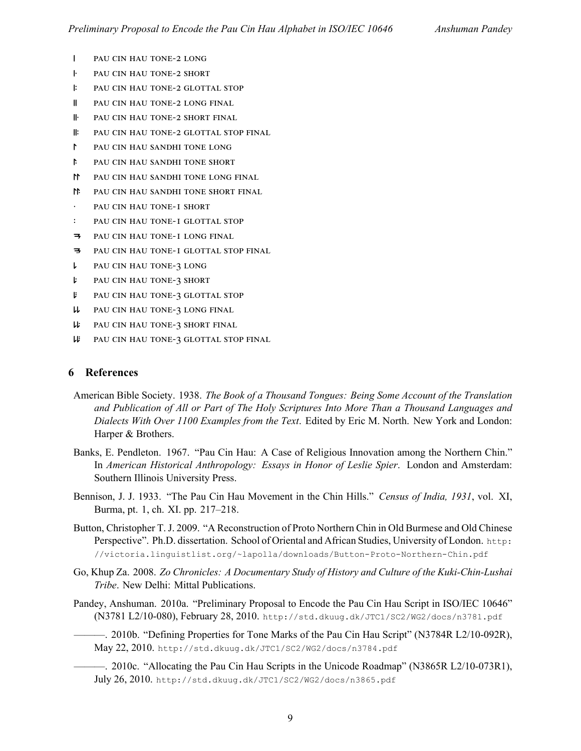- PAU CIN HAU TONE-2 LONG
- PAU CIN HAU TONE-2 SHORT
- PAU CIN HAU TONE-2 GLOTTAL STOP
- PAU CIN HAU TONE-2 LONG FINAL
- PAU CIN HAU TONE-2 SHORT FINAL
- PAU CIN HAU TONE-2 GLOTTAL STOP FINAL
- PAU CIN HAU SANDHI TONE LONG
- PAU CIN HAU SANDHI TONE SHORT
- PAU CIN HAU SANDHI TONE LONG FINAL
- PAU CIN HAU SANDHI TONE SHORT FINAL
- PAU CIN HAU TONE-1 SHORT
- PAU CIN HAU TONE-1 GLOTTAL STOP
- PAU CIN HAU TONE-1 LONG FINAL
- PAU CIN HAU TONE-1 GLOTTAL STOP FINAL
- PAU CIN HAU TONE-3 LONG
- PAU CIN HAU TONE-3 SHORT
- PAU CIN HAU TONE-3 GLOTTAL STOP
- PAU CIN HAU TONE-3 LONG FINAL
- PAU CIN HAU TONE-3 SHORT FINAL
- PAU CIN HAU TONE-3 GLOTTAL STOP FINAL

## 6 References

American Bible Society. 1938. *The Book of a Thousand Tongues: Being Some Account of the Translation and Publication of All or Part of The Holy Scriptures Into More Than a Thousand Languages and Dialects With Over 1100 Examples from the Text*. Edited by Eric M. North. New York and London: Harper & Brothers.

Banks, E. Pendleton. 1967. "Pau Cin Hau: A Case of Religious Innovation among the Northern Chin." In *American Historical Anthropology: Essays in Honor of Leslie Spier*. London and Amsterdam: Southern Illinois University Press.

Bennison, J. J. 1933. "The Pau Cin Hau Movement in the Chin Hills." *Census of India, 1931*, vol. XI, Burma, pt. 1, ch. XI. pp. 217–218.

Button, Christopher T. J. 2009. "A Reconstruction of Proto Northern Chin in Old Burmese and Old Chinese Perspective". Ph.D. dissertation. School of Oriental and African Studies, University of London. http://victoria.linguistlist.org/~lapolla/downloads/Button-Proto-Northern-Chin.pdf

Go, Khup Za. 2008. *Zo Chronicles: A Documentary Study of History and Culture of the Kuki-Chin-Lushai Tribe*. New Delhi: Mittal Publications.

Pandey, Anshuman. 2010a. "Preliminary Proposal to Encode the Pau Cin Hau Script in ISO/IEC 10646" (N3781 L2/10-080), February 28, 2010. http://std.dkuug.dk/JTC1/SC2/WG2/docs/n3781.pdf

———. 2010b. "Defining Properties for Tone Marks of the Pau Cin Hau Script" (N3784R L2/10-092R), May 22, 2010. http://std.dkuug.dk/JTC1/SC2/WG2/docs/n3784.pdf

———. 2010c. "Allocating the Pau Cin Hau Scripts in the Unicode Roadmap" (N3865R L2/10-073R1), July 26, 2010. http://std.dkuug.dk/JTC1/SC2/WG2/docs/n3865.pdf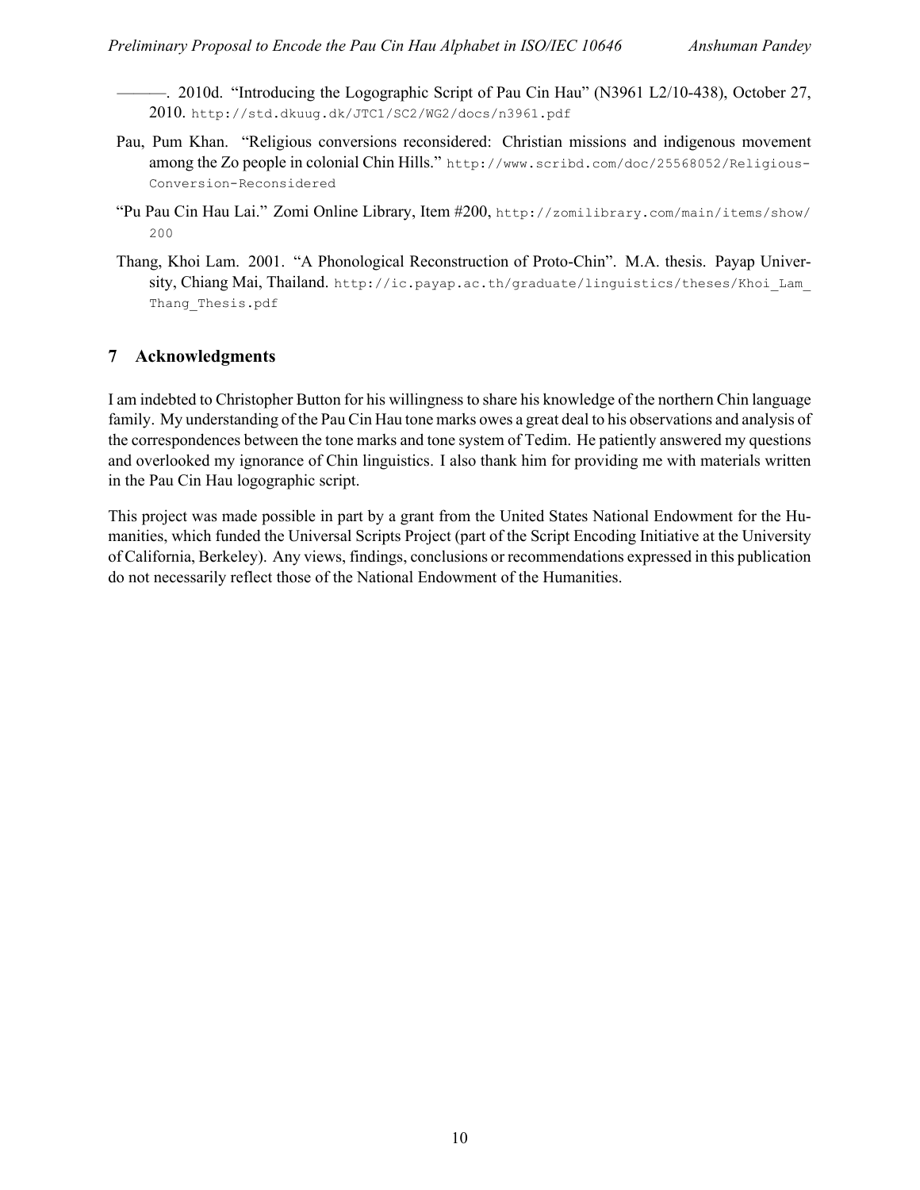———. 2010d. “Introducing the Logographic Script of Pau Cin Hau” (N3961 L2/10-438), October 27, 2010. http://std.dkuug.dk/JTC1/SC2/WG2/docs/n3961.pdf

Pau, Pum Khan. “Religious conversions reconsidered: Christian missions and indigenous movement among the Zo people in colonial Chin Hills.” http://www.scribd.com/doc/25568052/Religious-Conversion-Reconsidered

“Pu Pau Cin Hau Lai.” Zomi Online Library, Item #200, http://zomilibrary.com/main/items/show/200

Thang, Khoi Lam. 2001. “A Phonological Reconstruction of Proto-Chin”. M.A. thesis. Payap University, Chiang Mai, Thailand. http://ic.payap.ac.th/graduate/linguistics/theses/Khoi_Lam_Thang_Thesis.pdf

## 7 Acknowledgments

I am indebted to Christopher Button for his willingness to share his knowledge of the northern Chin language family. My understanding of the Pau Cin Hau tone marks owes a great deal to his observations and analysis of the correspondences between the tone marks and tone system of Tedim. He patiently answered my questions and overlooked my ignorance of Chin linguistics. I also thank him for providing me with materials written in the Pau Cin Hau logographic script.

This project was made possible in part by a grant from the United States National Endowment for the Humanities, which funded the Universal Scripts Project (part of the Script Encoding Initiative at the University of California, Berkeley). Any views, findings, conclusions or recommendations expressed in this publication do not necessarily reflect those of the National Endowment of the Humanities.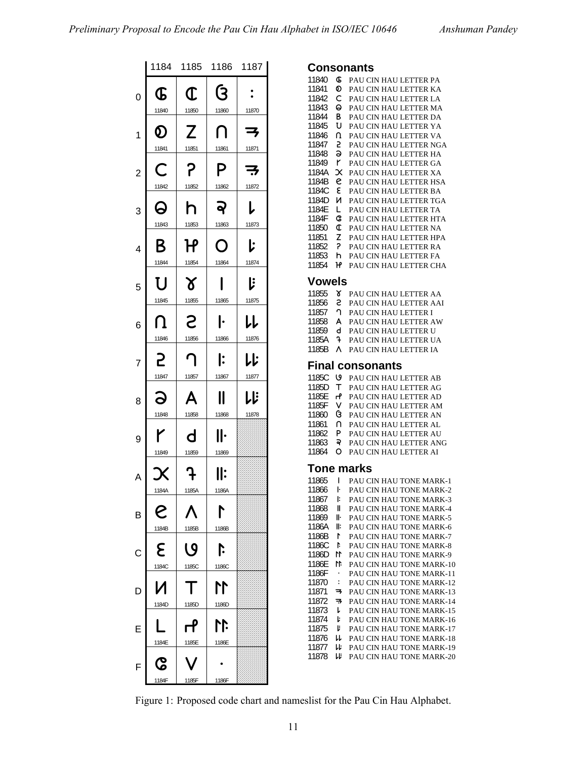|   | 1184 | 1185 | 1186 | 1187 |
|---|---|---|---|---|
| 0 | 𑱀 11840 | 𑱐 11850 | 𑱠 11860 | 𑱰 11870 |
| 1 | 𑱁 11841 | 𑱑 11851 | 𑱡 11861 | 𑱱 11871 |
| 2 | 𑱂 11842 | 𑱒 11852 | 𑱢 11862 | 𑱲 11872 |
| 3 | 𑱃 11843 | 𑱓 11853 | 𑱣 11863 | 𑱳 11873 |
| 4 | 𑱄 11844 | 𑱔 11854 | 𑱤 11864 | 𑱴 11874 |
| 5 | 𑱅 11845 | 𑱕 11855 | 𑱥 11865 | 𑱵 11875 |
| 6 | 𑱆 11846 | 𑱖 11856 | 𑱦 11866 | 𑱶 11876 |
| 7 | 𑱇 11847 | 𑱗 11857 | 𑱧 11867 | 𑱷 11877 |
| 8 | 𑱈 11848 | 𑱘 11858 | 𑱨 11868 | 𑱸 11878 |
| 9 | 𑱉 11849 | 𑱙 11859 | 𑱩 11869 | |
| A | 𑱊 1184A | 𑱚 1185A | 𑱪 1186A | |
| B | 𑱋 1184B | 𑱛 1185B | 𑱫 1186B | |
| C | 𑱌 1184C | 𑱜 1185C | 𑱬 1186C | |
| D | 𑱍 1184D | 𑱝 1185D | 𑱭 1186D | |
| E | 𑱎 1184E | 𑱞 1185E | 𑱮 1186E | |
| F | 𑱏 1184F | 𑱟 1185F | 𑱯 1186F | |

## Consonants

11840 𑱀 PAU CIN HAU LETTER PA
11841 𑱁 PAU CIN HAU LETTER KA
11842 𑱂 PAU CIN HAU LETTER LA
11843 𑱃 PAU CIN HAU LETTER MA
11844 𑱄 PAU CIN HAU LETTER DA
11845 𑱅 PAU CIN HAU LETTER YA
11846 𑱆 PAU CIN HAU LETTER VA
11847 𑱇 PAU CIN HAU LETTER NGA
11848 𑱈 PAU CIN HAU LETTER HA
11849 𑱉 PAU CIN HAU LETTER GA
1184A 𑱊 PAU CIN HAU LETTER XA
1184B 𑱋 PAU CIN HAU LETTER HSA
1184C 𑱌 PAU CIN HAU LETTER BA
1184D 𑱍 PAU CIN HAU LETTER TGA
1184E 𑱎 PAU CIN HAU LETTER TA
1184F 𑱏 PAU CIN HAU LETTER HTA
11850 𑱐 PAU CIN HAU LETTER NA
11851 𑱑 PAU CIN HAU LETTER HPA
11852 𑱒 PAU CIN HAU LETTER RA
11853 𑱓 PAU CIN HAU LETTER FA
11854 𑱔 PAU CIN HAU LETTER CHA

## Vowels

11855 𑱕 PAU CIN HAU LETTER AA
11856 𑱖 PAU CIN HAU LETTER AAI
11857 𑱗 PAU CIN HAU LETTER I
11858 𑱘 PAU CIN HAU LETTER AW
11859 𑱙 PAU CIN HAU LETTER U
1185A 𑱚 PAU CIN HAU LETTER UA
1185B 𑱛 PAU CIN HAU LETTER IA

## Final consonants

1185C 𑱜 PAU CIN HAU LETTER AB
1185D 𑱝 PAU CIN HAU LETTER AG
1185E 𑱞 PAU CIN HAU LETTER AD
1185F 𑱟 PAU CIN HAU LETTER AM
11860 𑱠 PAU CIN HAU LETTER AN
11861 𑱡 PAU CIN HAU LETTER AL
11862 𑱢 PAU CIN HAU LETTER AU
11863 𑱣 PAU CIN HAU LETTER ANG
11864 𑱤 PAU CIN HAU LETTER AI

## Tone marks

11865 𑱥 PAU CIN HAU TONE MARK-1
11866 𑱦 PAU CIN HAU TONE MARK-2
11867 𑱧 PAU CIN HAU TONE MARK-3
11868 𑱨 PAU CIN HAU TONE MARK-4
11869 𑱩 PAU CIN HAU TONE MARK-5
1186A 𑱪 PAU CIN HAU TONE MARK-6
1186B 𑱫 PAU CIN HAU TONE MARK-7
1186C 𑱬 PAU CIN HAU TONE MARK-8
1186D 𑱭 PAU CIN HAU TONE MARK-9
1186E 𑱮 PAU CIN HAU TONE MARK-10
1186F 𑱯 PAU CIN HAU TONE MARK-11
11870 𑱰 PAU CIN HAU TONE MARK-12
11871 𑱱 PAU CIN HAU TONE MARK-13
11872 𑱲 PAU CIN HAU TONE MARK-14
11873 𑱳 PAU CIN HAU TONE MARK-15
11874 𑱴 PAU CIN HAU TONE MARK-16
11875 𑱵 PAU CIN HAU TONE MARK-17
11876 𑱶 PAU CIN HAU TONE MARK-18
11877 𑱷 PAU CIN HAU TONE MARK-19
11878 𑱸 PAU CIN HAU TONE MARK-20

Figure 1: Proposed code chart and nameslist for the Pau Cin Hau Alphabet.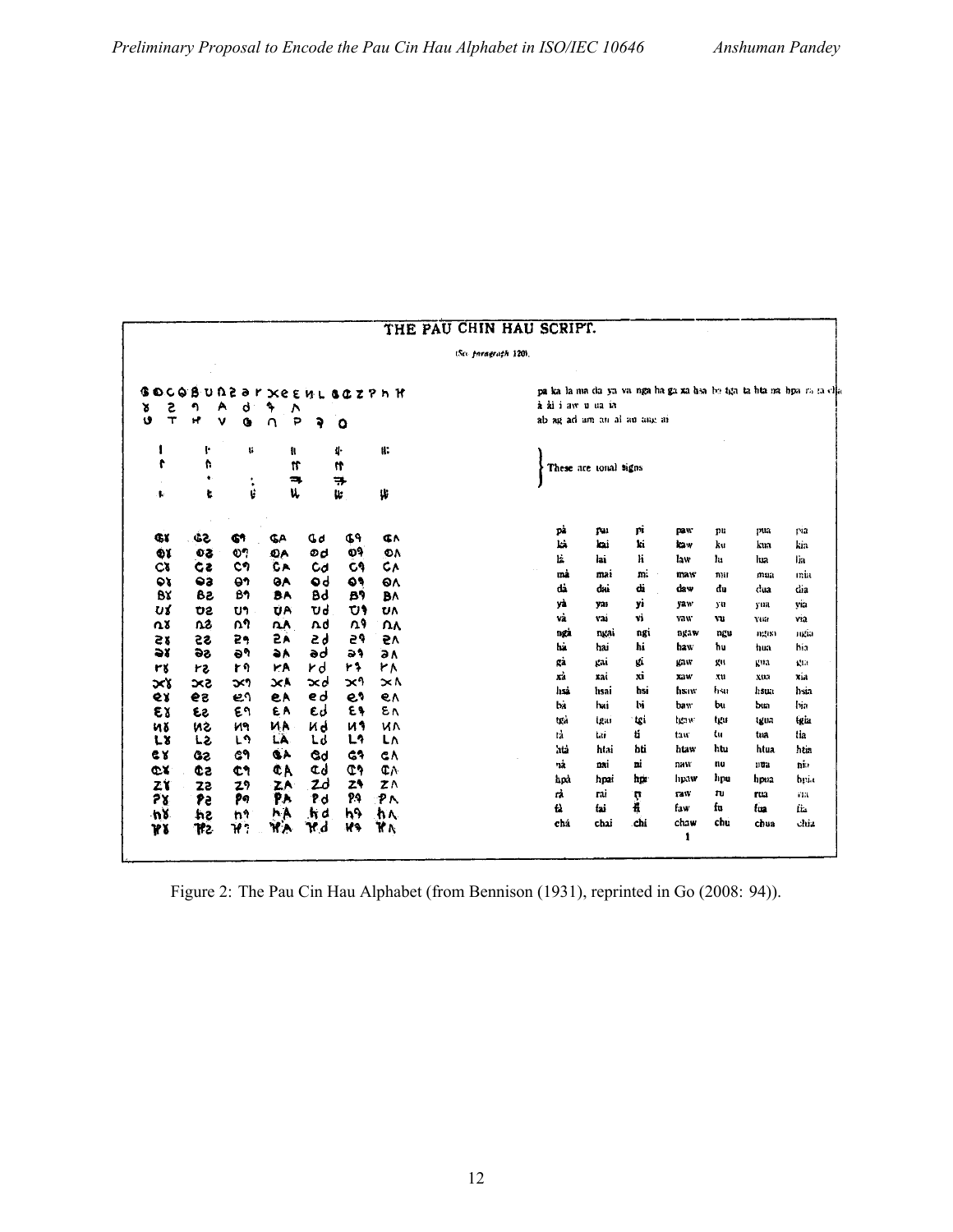THE PAU CHIN HAU SCRIPT.

(See paragraph 120).

pa ka la ma da ya va nga ha ga xa hsa bo tga ta hta na hpa ra fa cha

à ài i aw u ua ia

ab ag ad am an al au ang at

These are tonal signs

| | | | | | | |
|---|---|---|---|---|---|---|
| pà | pai | pi | paw | pu | pua | pia |
| kà | kai | ki | kaw | ku | kua | kia |
| là | lai | li | law | lu | lua | lia |
| mà | mai | mi | maw | mu | mua | mia |
| dà | dai | di | daw | du | dua | dia |
| yà | yai | yi | yaw | yu | yua | yia |
| và | vai | vi | vaw | vu | vua | via |
| ngà | ngai | ngi | ngaw | ngu | ngua | ngia |
| hà | hai | hi | haw | hu | hua | hia |
| gà | gai | gi | gaw | gu | gua | gia |
| xà | xai | xi | xaw | xu | xua | xia |
| hsà | hsai | hsi | hsaw | hsu | hsua | hsia |
| bà | bai | bi | baw | bu | bua | bia |
| tgà | tgai | tgi | tgaw | tgu | tgua | tgia |
| tà | tai | ti | taw | tu | tua | tia |
| htà | htai | hti | htaw | htu | htua | htia |
| nà | nai | ni | naw | nu | nua | nia |
| hpà | hpai | hpi | hpaw | hpu | hpua | hpia |
| rà | rai | ri | raw | ru | rua | ria |
| fà | fai | fi | faw | fu | fua | fia |
| chà | chai | chi | chaw | chu | chua | chia |

1

Figure 2: The Pau Cin Hau Alphabet (from Bennison (1931), reprinted in Go (2008: 94)).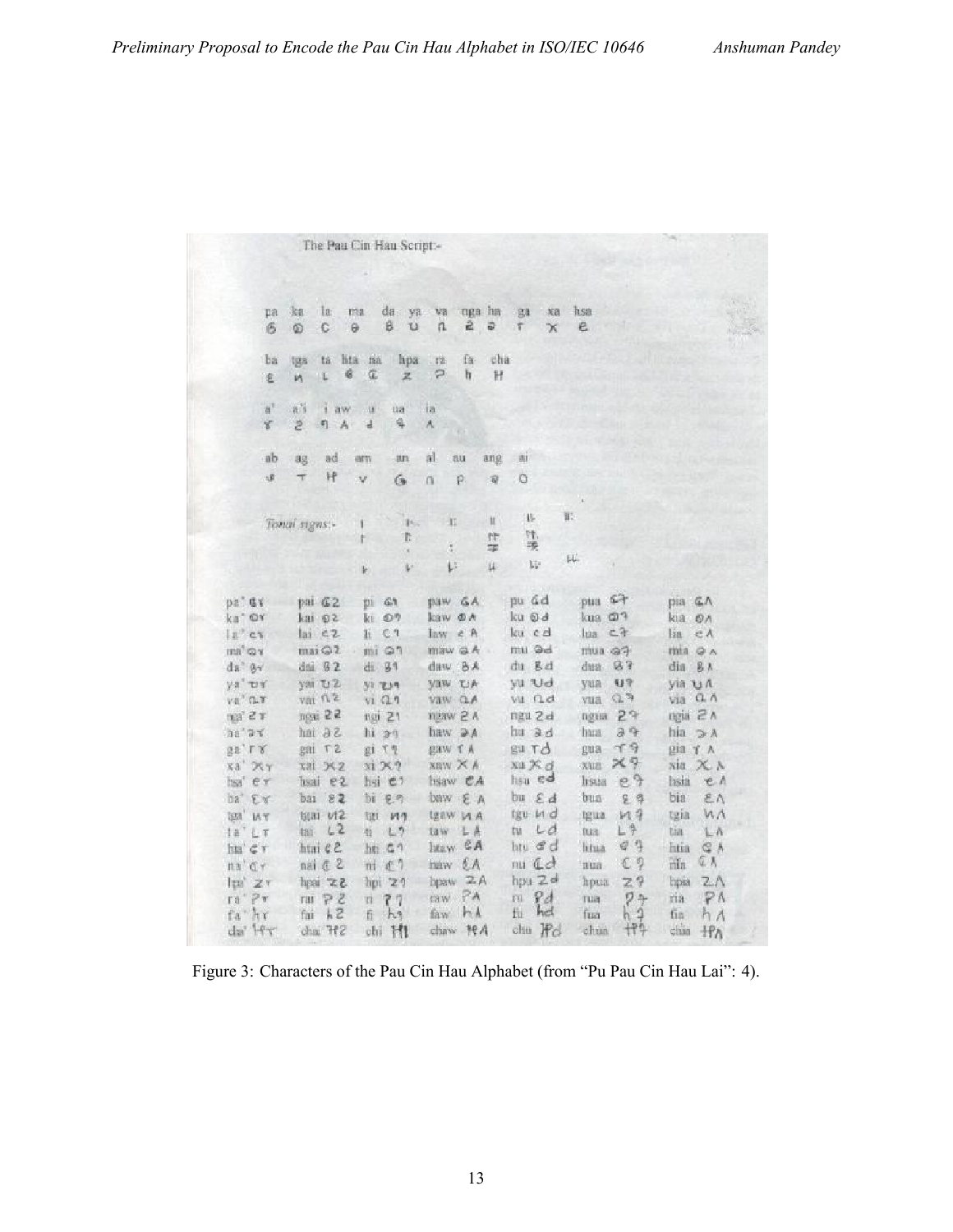Figure 3: Characters of the Pau Cin Hau Alphabet (from "Pu Pau Cin Hau Lai": 4).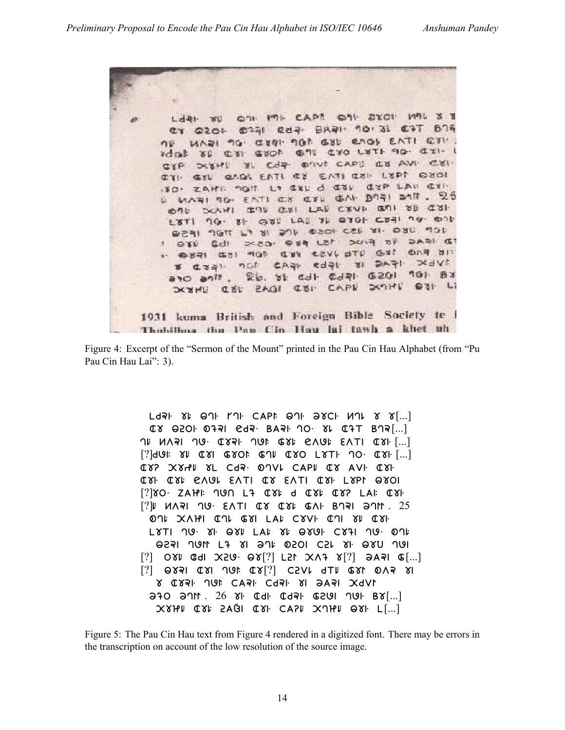Figure 4: Excerpt of the "Sermon of the Mount" printed in the Pau Cin Hau Alphabet (from "Pu Pau Cin Hau Lai": 3).

Figure 5: The Pau Cin Hau text from Figure 4 rendered in a digitized font. There may be errors in the transcription on account of the low resolution of the source image.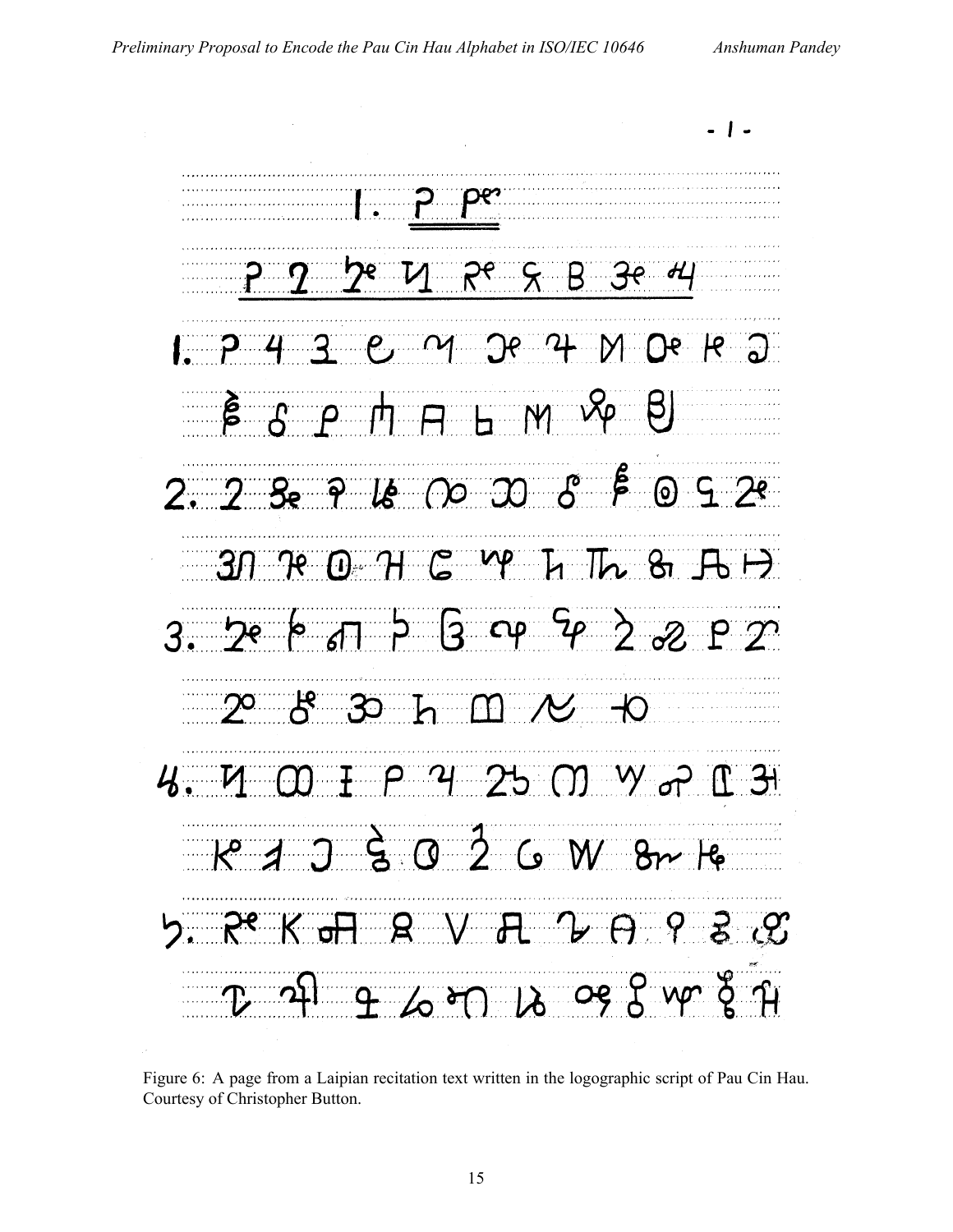Figure 6: A page from a Laipian recitation text written in the logographic script of Pau Cin Hau. Courtesy of Christopher Button.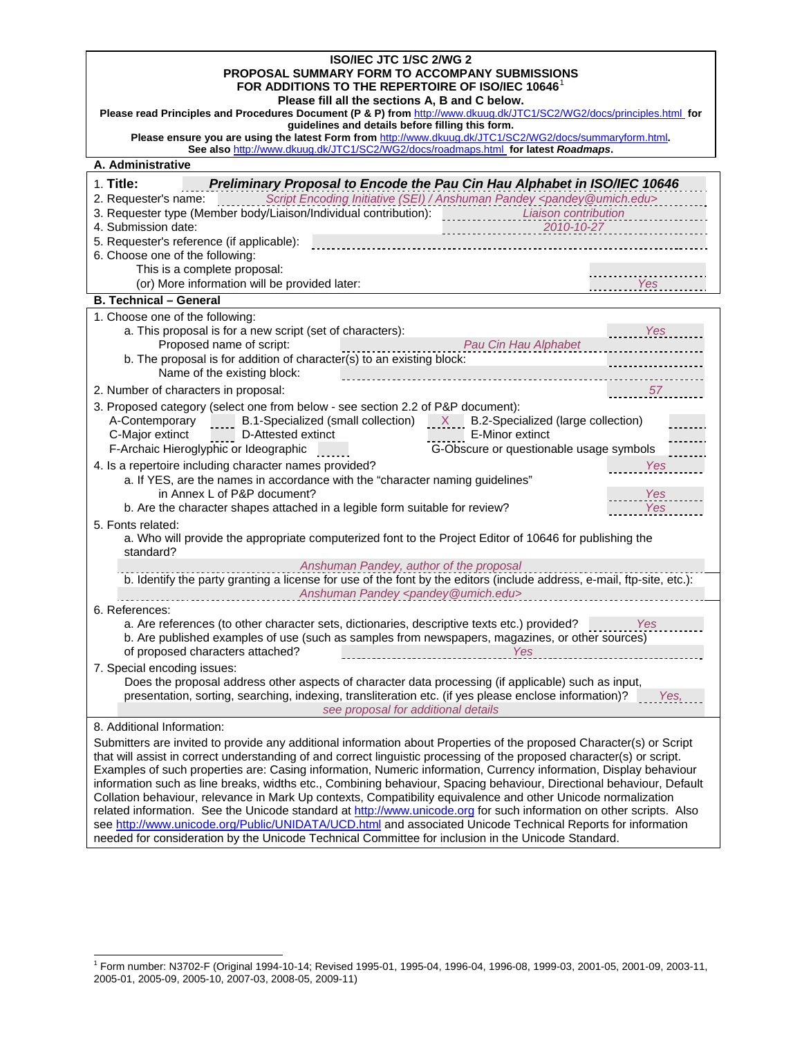**ISO/IEC JTC 1/SC 2/WG 2**
**PROPOSAL SUMMARY FORM TO ACCOMPANY SUBMISSIONS**
**FOR ADDITIONS TO THE REPERTOIRE OF ISO/IEC 10646**[1]
**Please fill all the sections A, B and C below.**

**Please read Principles and Procedures Document (P & P) from** http://www.dkuug.dk/JTC1/SC2/WG2/docs/principles.html **for guidelines and details before filling this form.**

**Please ensure you are using the latest Form from** http://www.dkuug.dk/JTC1/SC2/WG2/docs/summaryform.html**.**
**See also** http://www.dkuug.dk/JTC1/SC2/WG2/docs/roadmaps.html **for latest *Roadmaps*.**

## A. Administrative

1. **Title:** ***Preliminary Proposal to Encode the Pau Cin Hau Alphabet in ISO/IEC 10646***
2. Requester's name: *Script Encoding Initiative (SEI) / Anshuman Pandey <pandey@umich.edu>*
3. Requester type (Member body/Liaison/Individual contribution): *Liaison contribution*
4. Submission date: *2010-10-27*
5. Requester's reference (if applicable):
6. Choose one of the following:
   This is a complete proposal:
   (or) More information will be provided later: *Yes*

## B. Technical – General

1. Choose one of the following:
   a. This proposal is for a new script (set of characters): *Yes*
      Proposed name of script: *Pau Cin Hau Alphabet*
   b. The proposal is for addition of character(s) to an existing block:
      Name of the existing block:
2. Number of characters in proposal: *57*
3. Proposed category (select one from below - see section 2.2 of P&P document):
   A-Contemporary ___ B.1-Specialized (small collection) *X* B.2-Specialized (large collection) ___
   C-Major extinct ___ D-Attested extinct ___ E-Minor extinct ___
   F-Archaic Hieroglyphic or Ideographic ___ G-Obscure or questionable usage symbols ___
4. Is a repertoire including character names provided? *Yes*
   a. If YES, are the names in accordance with the "character naming guidelines" in Annex L of P&P document? *Yes*
   b. Are the character shapes attached in a legible form suitable for review? *Yes*
5. Fonts related:
   a. Who will provide the appropriate computerized font to the Project Editor of 10646 for publishing the standard?
      *Anshuman Pandey, author of the proposal*
   b. Identify the party granting a license for use of the font by the editors (include address, e-mail, ftp-site, etc.):
      *Anshuman Pandey <pandey@umich.edu>*
6. References:
   a. Are references (to other character sets, dictionaries, descriptive texts etc.) provided? *Yes*
   b. Are published examples of use (such as samples from newspapers, magazines, or other sources) of proposed characters attached? *Yes*
7. Special encoding issues:
   Does the proposal address other aspects of character data processing (if applicable) such as input, presentation, sorting, searching, indexing, transliteration etc. (if yes please enclose information)? *Yes, see proposal for additional details*
8. Additional Information:

Submitters are invited to provide any additional information about Properties of the proposed Character(s) or Script that will assist in correct understanding of and correct linguistic processing of the proposed character(s) or script. Examples of such properties are: Casing information, Numeric information, Currency information, Display behaviour information such as line breaks, widths etc., Combining behaviour, Spacing behaviour, Directional behaviour, Default Collation behaviour, relevance in Mark Up contexts, Compatibility equivalence and other Unicode normalization related information. See the Unicode standard at http://www.unicode.org for such information on other scripts. Also see http://www.unicode.org/Public/UNIDATA/UCD.html and associated Unicode Technical Reports for information needed for consideration by the Unicode Technical Committee for inclusion in the Unicode Standard.

[1] Form number: N3702-F (Original 1994-10-14; Revised 1995-01, 1995-04, 1996-04, 1996-08, 1999-03, 2001-05, 2001-09, 2003-11, 2005-01, 2005-09, 2005-10, 2007-03, 2008-05, 2009-11)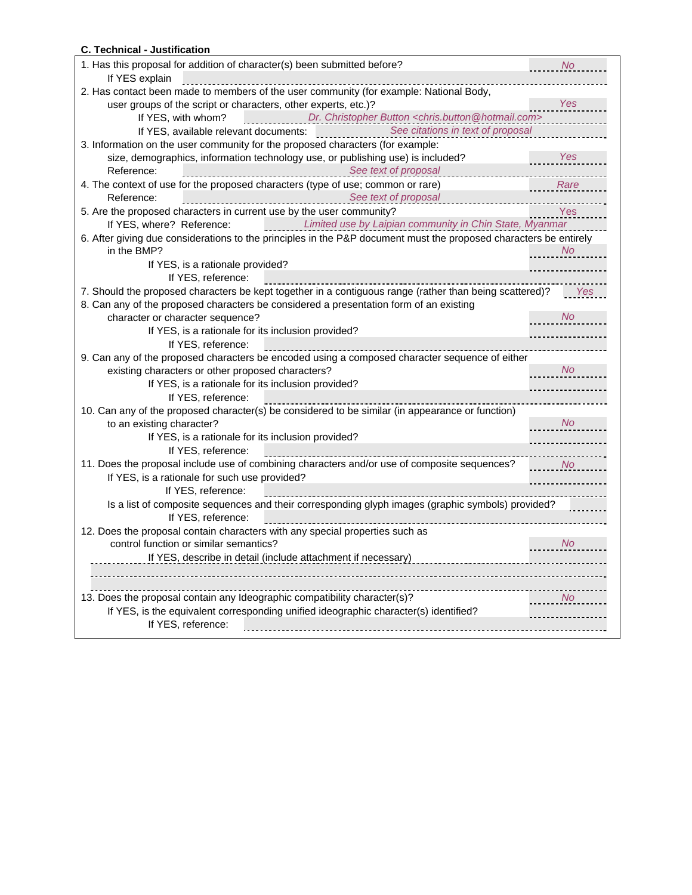**C. Technical - Justification**

1. Has this proposal for addition of character(s) been submitted before? *No*
   If YES explain
2. Has contact been made to members of the user community (for example: National Body, user groups of the script or characters, other experts, etc.)? *Yes*
   If YES, with whom? *Dr. Christopher Button <chris.button@hotmail.com>*
   If YES, available relevant documents: *See citations in text of proposal*
3. Information on the user community for the proposed characters (for example: size, demographics, information technology use, or publishing use) is included? *Yes*
   Reference: *See text of proposal*
4. The context of use for the proposed characters (type of use; common or rare) *Rare*
   Reference: *See text of proposal*
5. Are the proposed characters in current use by the user community? *Yes*
   If YES, where? Reference: *Limited use by Laipian community in Chin State, Myanmar*
6. After giving due considerations to the principles in the P&P document must the proposed characters be entirely in the BMP? *No*
   If YES, is a rationale provided?
   If YES, reference:
7. Should the proposed characters be kept together in a contiguous range (rather than being scattered)? *Yes*
8. Can any of the proposed characters be considered a presentation form of an existing character or character sequence? *No*
   If YES, is a rationale for its inclusion provided?
   If YES, reference:
9. Can any of the proposed characters be encoded using a composed character sequence of either existing characters or other proposed characters? *No*
   If YES, is a rationale for its inclusion provided?
   If YES, reference:
10. Can any of the proposed character(s) be considered to be similar (in appearance or function) to an existing character? *No*
    If YES, is a rationale for its inclusion provided?
    If YES, reference:
11. Does the proposal include use of combining characters and/or use of composite sequences? *No*
    If YES, is a rationale for such use provided?
    If YES, reference:
    Is a list of composite sequences and their corresponding glyph images (graphic symbols) provided?
    If YES, reference:
12. Does the proposal contain characters with any special properties such as control function or similar semantics? *No*
    If YES, describe in detail (include attachment if necessary)
13. Does the proposal contain any Ideographic compatibility character(s)? *No*
    If YES, is the equivalent corresponding unified ideographic character(s) identified?
    If YES, reference: